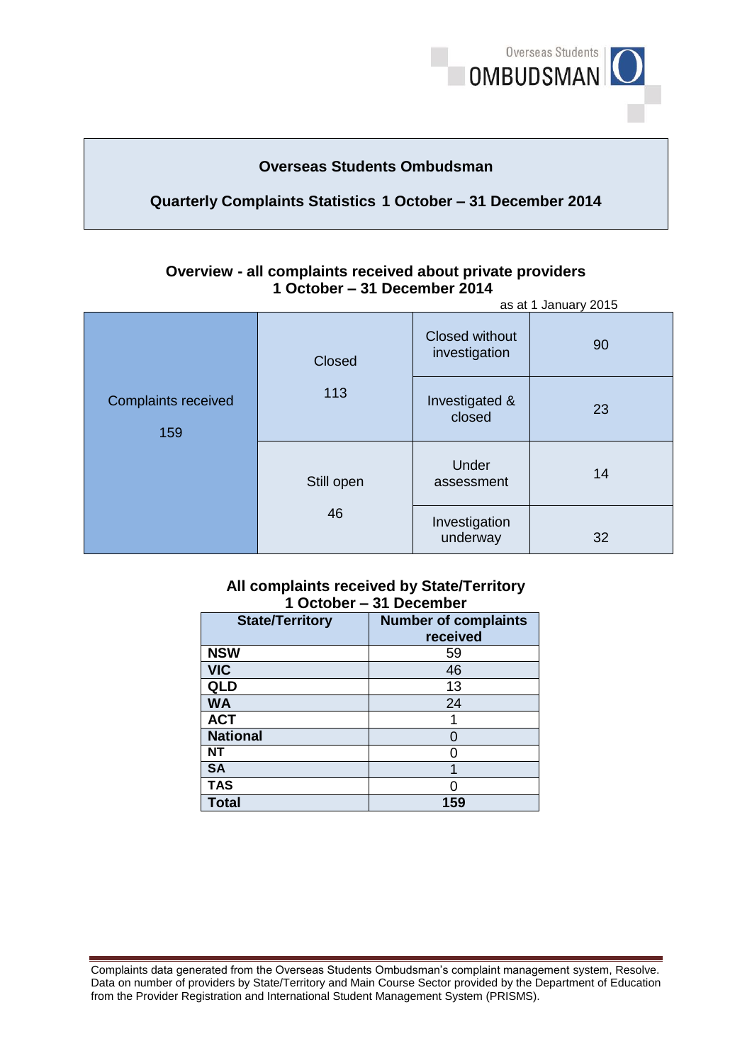Overseas Students OMBUDSMAN

# Overseas Students Ombudsman

## Quarterly Complaints Statistics 1 October – 31 December 2014

### Overview - all complaints received about private providers 1 October – 31 December 2014

as at 1 January 2015

| Complaints received | Status | | Number |
|---|---|---|---|
| 159 | Closed 113 | Closed without investigation | 90 |
| | | Investigated & closed | 23 |
| | Still open 46 | Under assessment | 14 |
| | | Investigation underway | 32 |

### All complaints received by State/Territory 1 October – 31 December

| State/Territory | Number of complaints received |
|---|---|
| **NSW** | 59 |
| **VIC** | 46 |
| **QLD** | 13 |
| **WA** | 24 |
| **ACT** | 1 |
| **National** | 0 |
| **NT** | 0 |
| **SA** | 1 |
| **TAS** | 0 |
| **Total** | **159** |

Complaints data generated from the Overseas Students Ombudsman's complaint management system, Resolve. Data on number of providers by State/Territory and Main Course Sector provided by the Department of Education from the Provider Registration and International Student Management System (PRISMS).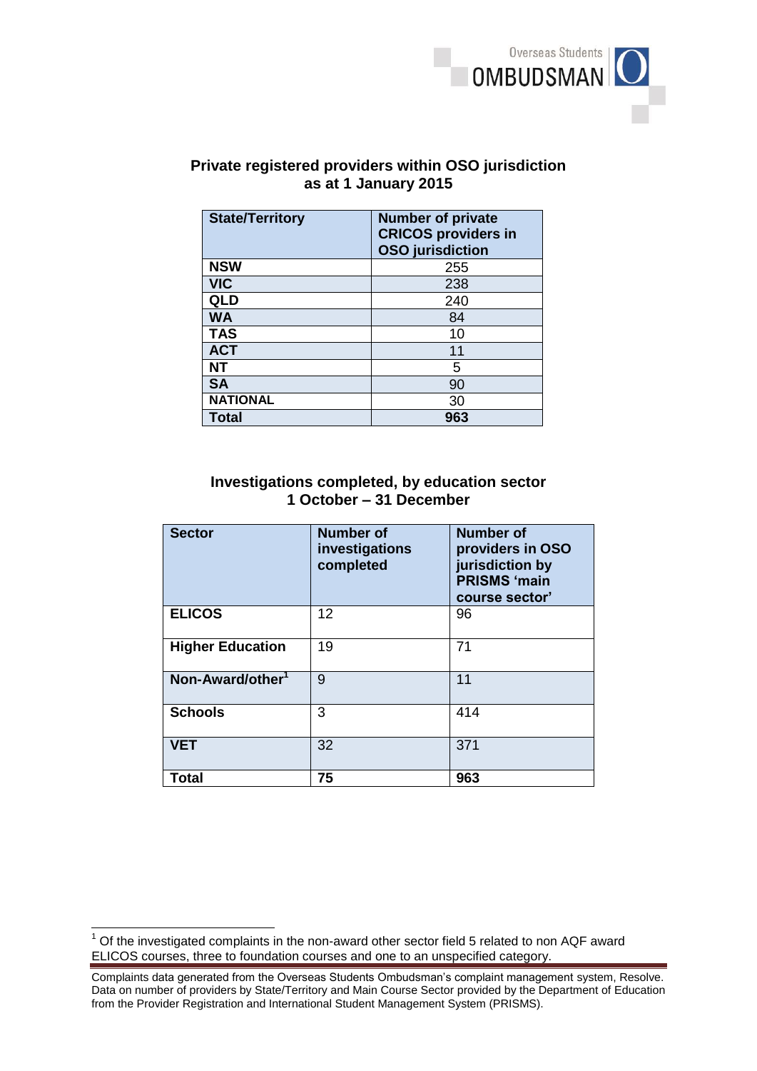## Private registered providers within OSO jurisdiction as at 1 January 2015

| State/Territory | Number of private CRICOS providers in OSO jurisdiction |
|---|---|
| **NSW** | 255 |
| **VIC** | 238 |
| **QLD** | 240 |
| **WA** | 84 |
| **TAS** | 10 |
| **ACT** | 11 |
| **NT** | 5 |
| **SA** | 90 |
| **NATIONAL** | 30 |
| **Total** | **963** |

## Investigations completed, by education sector 1 October – 31 December

| Sector | Number of investigations completed | Number of providers in OSO jurisdiction by PRISMS 'main course sector' |
|---|---|---|
| **ELICOS** | 12 | 96 |
| **Higher Education** | 19 | 71 |
| **Non-Award/other**[1] | 9 | 11 |
| **Schools** | 3 | 414 |
| **VET** | 32 | 371 |
| **Total** | **75** | **963** |

[1] Of the investigated complaints in the non-award other sector field 5 related to non AQF award ELICOS courses, three to foundation courses and one to an unspecified category.

Complaints data generated from the Overseas Students Ombudsman's complaint management system, Resolve. Data on number of providers by State/Territory and Main Course Sector provided by the Department of Education from the Provider Registration and International Student Management System (PRISMS).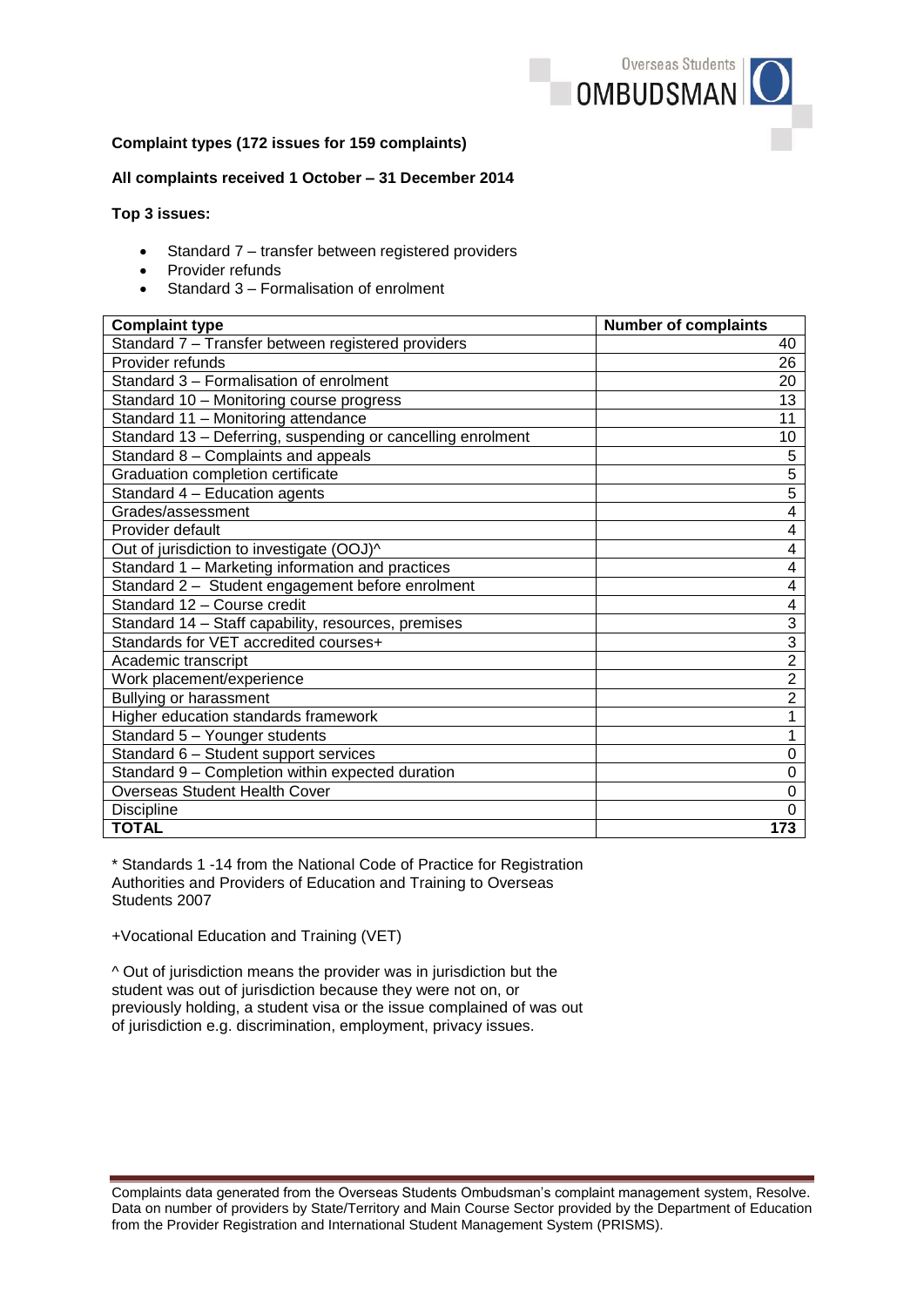**Complaint types (172 issues for 159 complaints)**

**All complaints received 1 October – 31 December 2014**

**Top 3 issues:**

- Standard 7 – transfer between registered providers
- Provider refunds
- Standard 3 – Formalisation of enrolment

| Complaint type | Number of complaints |
|---|---|
| Standard 7 – Transfer between registered providers | 40 |
| Provider refunds | 26 |
| Standard 3 – Formalisation of enrolment | 20 |
| Standard 10 – Monitoring course progress | 13 |
| Standard 11 – Monitoring attendance | 11 |
| Standard 13 – Deferring, suspending or cancelling enrolment | 10 |
| Standard 8 – Complaints and appeals | 5 |
| Graduation completion certificate | 5 |
| Standard 4 – Education agents | 5 |
| Grades/assessment | 4 |
| Provider default | 4 |
| Out of jurisdiction to investigate (OOJ)^ | 4 |
| Standard 1 – Marketing information and practices | 4 |
| Standard 2 – Student engagement before enrolment | 4 |
| Standard 12 – Course credit | 4 |
| Standard 14 – Staff capability, resources, premises | 3 |
| Standards for VET accredited courses+ | 3 |
| Academic transcript | 2 |
| Work placement/experience | 2 |
| Bullying or harassment | 2 |
| Higher education standards framework | 1 |
| Standard 5 – Younger students | 1 |
| Standard 6 – Student support services | 0 |
| Standard 9 – Completion within expected duration | 0 |
| Overseas Student Health Cover | 0 |
| Discipline | 0 |
| **TOTAL** | **173** |

* Standards 1 -14 from the National Code of Practice for Registration Authorities and Providers of Education and Training to Overseas Students 2007

+Vocational Education and Training (VET)

^ Out of jurisdiction means the provider was in jurisdiction but the student was out of jurisdiction because they were not on, or previously holding, a student visa or the issue complained of was out of jurisdiction e.g. discrimination, employment, privacy issues.

Complaints data generated from the Overseas Students Ombudsman's complaint management system, Resolve. Data on number of providers by State/Territory and Main Course Sector provided by the Department of Education from the Provider Registration and International Student Management System (PRISMS).